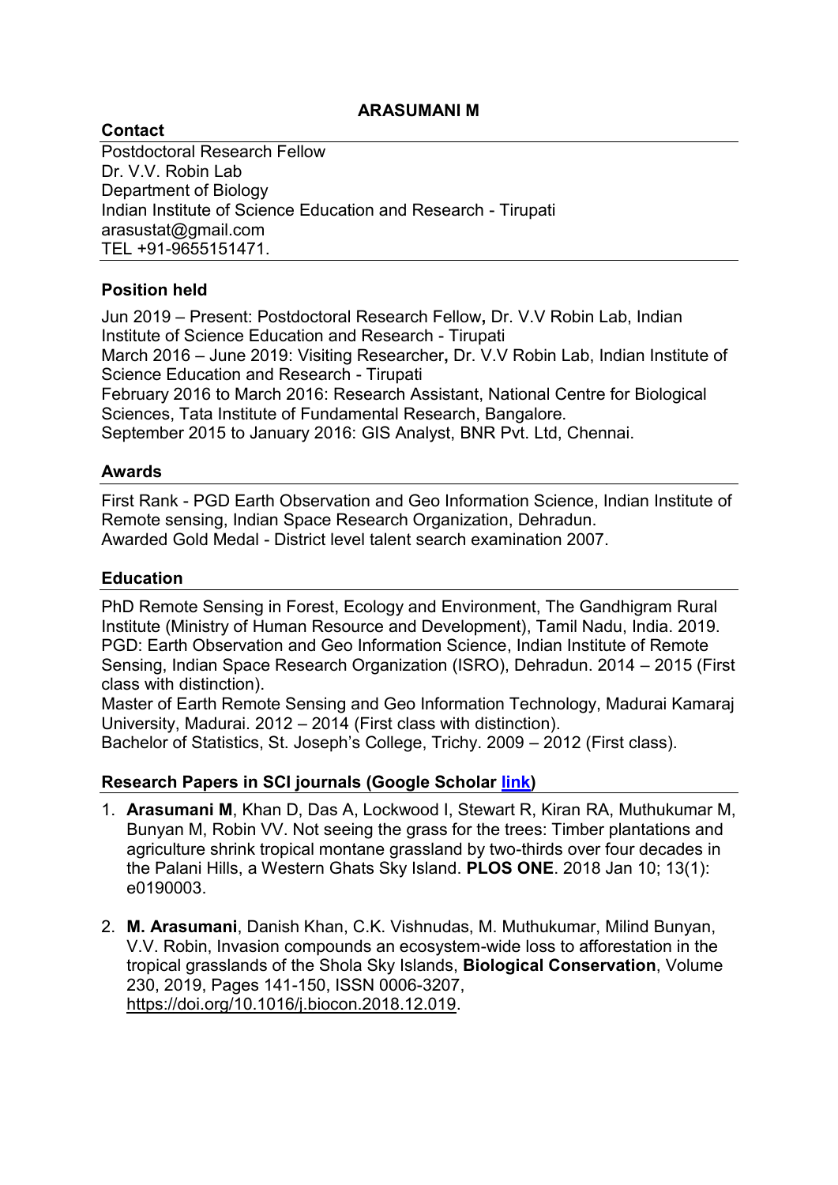# ARASUMANI M

## Contact

Postdoctoral Research Fellow
Dr. V.V. Robin Lab
Department of Biology
Indian Institute of Science Education and Research - Tirupati
arasustat@gmail.com
TEL +91-9655151471.

## Position held

Jun 2019 – Present: Postdoctoral Research Fellow**,** Dr. V.V Robin Lab, Indian Institute of Science Education and Research - Tirupati
March 2016 – June 2019: Visiting Researcher**,** Dr. V.V Robin Lab, Indian Institute of Science Education and Research - Tirupati
February 2016 to March 2016: Research Assistant, National Centre for Biological Sciences, Tata Institute of Fundamental Research, Bangalore.
September 2015 to January 2016: GIS Analyst, BNR Pvt. Ltd, Chennai.

## Awards

First Rank - PGD Earth Observation and Geo Information Science, Indian Institute of Remote sensing, Indian Space Research Organization, Dehradun.
Awarded Gold Medal - District level talent search examination 2007.

## Education

PhD Remote Sensing in Forest, Ecology and Environment, The Gandhigram Rural Institute (Ministry of Human Resource and Development), Tamil Nadu, India. 2019.
PGD: Earth Observation and Geo Information Science, Indian Institute of Remote Sensing, Indian Space Research Organization (ISRO), Dehradun. 2014 – 2015 (First class with distinction).
Master of Earth Remote Sensing and Geo Information Technology, Madurai Kamaraj University, Madurai. 2012 – 2014 (First class with distinction).
Bachelor of Statistics, St. Joseph's College, Trichy. 2009 – 2012 (First class).

## Research Papers in SCI journals (Google Scholar link)

1. **Arasumani M**, Khan D, Das A, Lockwood I, Stewart R, Kiran RA, Muthukumar M, Bunyan M, Robin VV. Not seeing the grass for the trees: Timber plantations and agriculture shrink tropical montane grassland by two-thirds over four decades in the Palani Hills, a Western Ghats Sky Island. **PLOS ONE**. 2018 Jan 10; 13(1): e0190003.

2. **M. Arasumani**, Danish Khan, C.K. Vishnudas, M. Muthukumar, Milind Bunyan, V.V. Robin, Invasion compounds an ecosystem-wide loss to afforestation in the tropical grasslands of the Shola Sky Islands, **Biological Conservation**, Volume 230, 2019, Pages 141-150, ISSN 0006-3207, https://doi.org/10.1016/j.biocon.2018.12.019.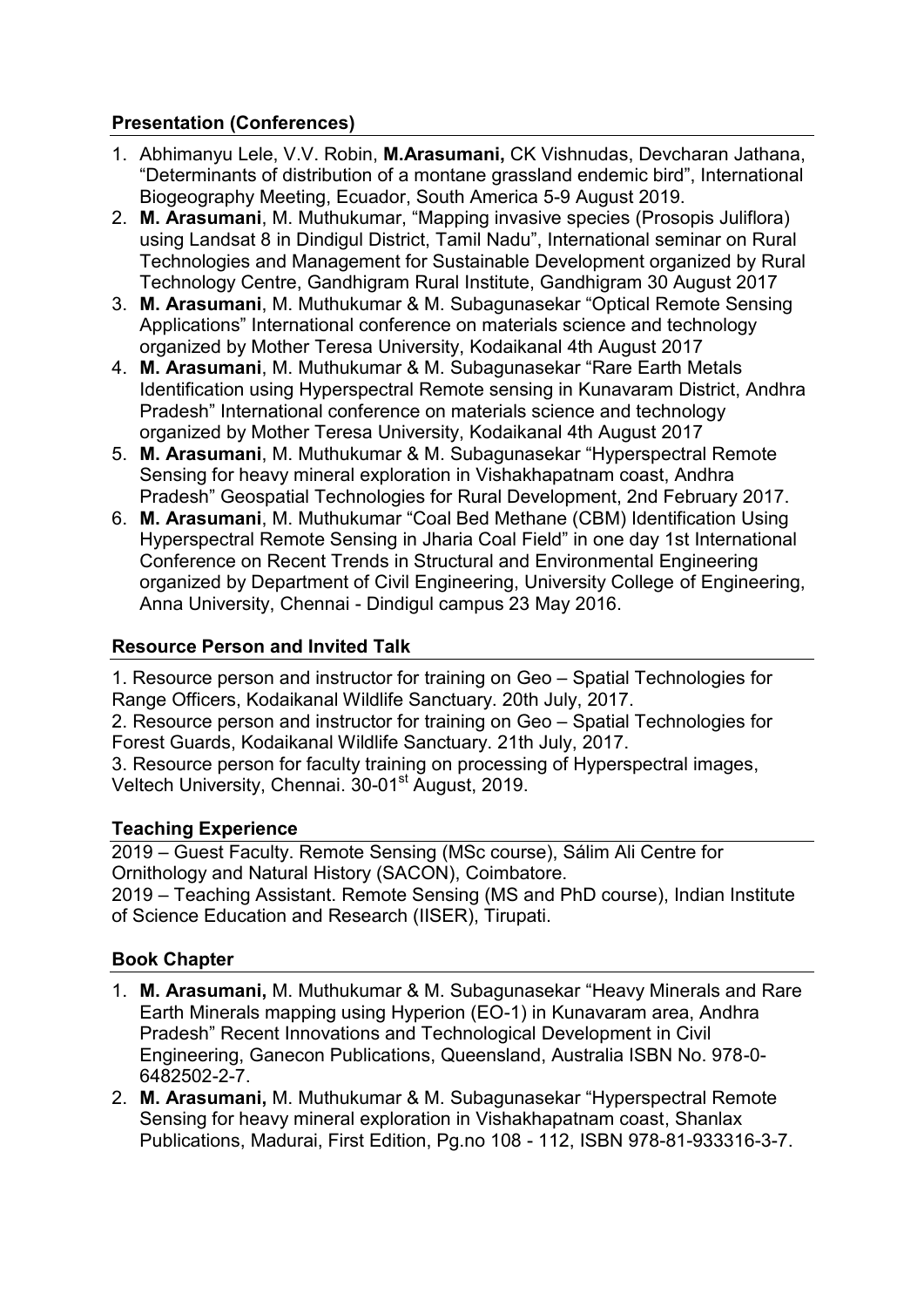## Presentation (Conferences)

1. Abhimanyu Lele, V.V. Robin, **M.Arasumani,** CK Vishnudas, Devcharan Jathana, "Determinants of distribution of a montane grassland endemic bird", International Biogeography Meeting, Ecuador, South America 5-9 August 2019.
2. **M. Arasumani**, M. Muthukumar, "Mapping invasive species (Prosopis Juliflora) using Landsat 8 in Dindigul District, Tamil Nadu", International seminar on Rural Technologies and Management for Sustainable Development organized by Rural Technology Centre, Gandhigram Rural Institute, Gandhigram 30 August 2017
3. **M. Arasumani**, M. Muthukumar & M. Subagunasekar "Optical Remote Sensing Applications" International conference on materials science and technology organized by Mother Teresa University, Kodaikanal 4th August 2017
4. **M. Arasumani**, M. Muthukumar & M. Subagunasekar "Rare Earth Metals Identification using Hyperspectral Remote sensing in Kunavaram District, Andhra Pradesh" International conference on materials science and technology organized by Mother Teresa University, Kodaikanal 4th August 2017
5. **M. Arasumani**, M. Muthukumar & M. Subagunasekar "Hyperspectral Remote Sensing for heavy mineral exploration in Vishakhapatnam coast, Andhra Pradesh" Geospatial Technologies for Rural Development, 2nd February 2017.
6. **M. Arasumani**, M. Muthukumar "Coal Bed Methane (CBM) Identification Using Hyperspectral Remote Sensing in Jharia Coal Field" in one day 1st International Conference on Recent Trends in Structural and Environmental Engineering organized by Department of Civil Engineering, University College of Engineering, Anna University, Chennai - Dindigul campus 23 May 2016.

## Resource Person and Invited Talk

1. Resource person and instructor for training on Geo – Spatial Technologies for Range Officers, Kodaikanal Wildlife Sanctuary. 20th July, 2017.
2. Resource person and instructor for training on Geo – Spatial Technologies for Forest Guards, Kodaikanal Wildlife Sanctuary. 21th July, 2017.
3. Resource person for faculty training on processing of Hyperspectral images, Veltech University, Chennai. 30-01st August, 2019.

## Teaching Experience

2019 – Guest Faculty. Remote Sensing (MSc course), Sálim Ali Centre for Ornithology and Natural History (SACON), Coimbatore.

2019 – Teaching Assistant. Remote Sensing (MS and PhD course), Indian Institute of Science Education and Research (IISER), Tirupati.

## Book Chapter

1. **M. Arasumani,** M. Muthukumar & M. Subagunasekar "Heavy Minerals and Rare Earth Minerals mapping using Hyperion (EO-1) in Kunavaram area, Andhra Pradesh" Recent Innovations and Technological Development in Civil Engineering, Ganecon Publications, Queensland, Australia ISBN No. 978-0-6482502-2-7.
2. **M. Arasumani,** M. Muthukumar & M. Subagunasekar "Hyperspectral Remote Sensing for heavy mineral exploration in Vishakhapatnam coast, Shanlax Publications, Madurai, First Edition, Pg.no 108 - 112, ISBN 978-81-933316-3-7.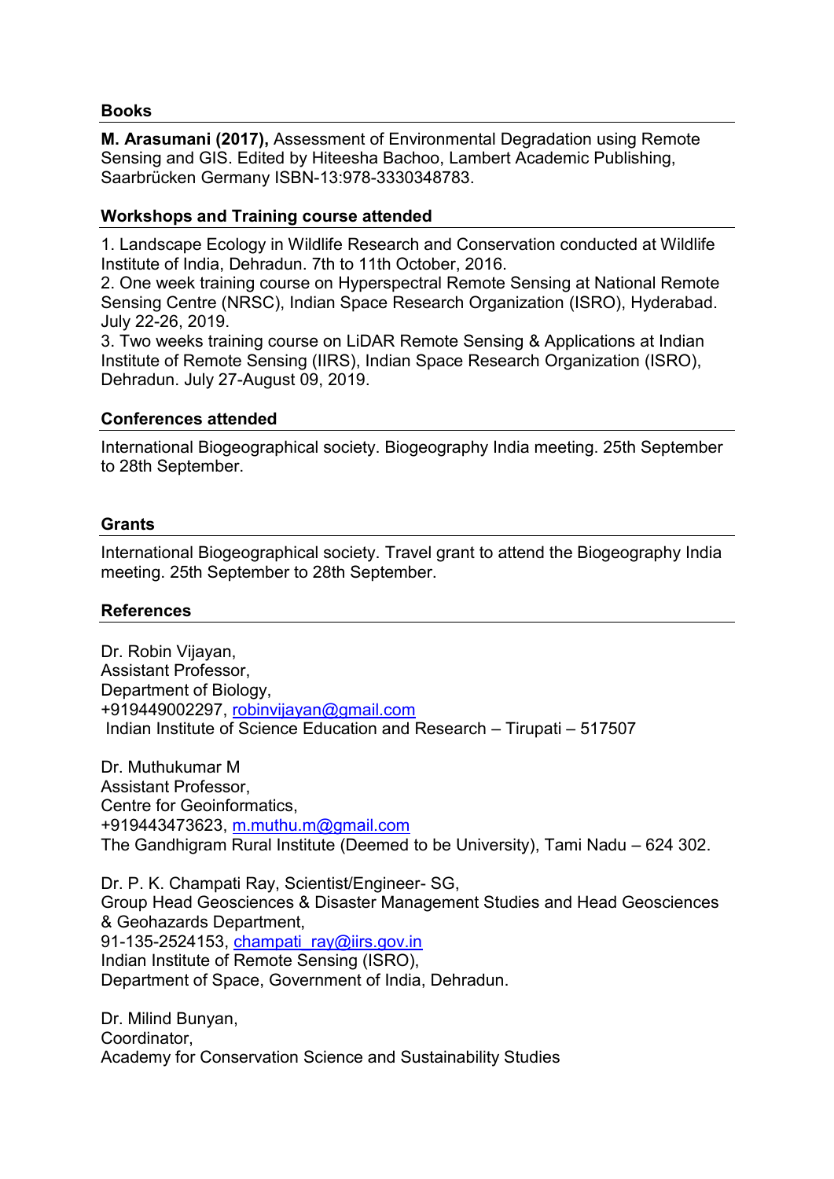## Books

**M. Arasumani (2017),** Assessment of Environmental Degradation using Remote Sensing and GIS. Edited by Hiteesha Bachoo, Lambert Academic Publishing, Saarbrücken Germany ISBN-13:978-3330348783.

## Workshops and Training course attended

1. Landscape Ecology in Wildlife Research and Conservation conducted at Wildlife Institute of India, Dehradun. 7th to 11th October, 2016.
2. One week training course on Hyperspectral Remote Sensing at National Remote Sensing Centre (NRSC), Indian Space Research Organization (ISRO), Hyderabad. July 22-26, 2019.
3. Two weeks training course on LiDAR Remote Sensing & Applications at Indian Institute of Remote Sensing (IIRS), Indian Space Research Organization (ISRO), Dehradun. July 27-August 09, 2019.

## Conferences attended

International Biogeographical society. Biogeography India meeting. 25th September to 28th September.

## Grants

International Biogeographical society. Travel grant to attend the Biogeography India meeting. 25th September to 28th September.

## References

Dr. Robin Vijayan,
Assistant Professor,
Department of Biology,
+919449002297, robinvijayan@gmail.com
Indian Institute of Science Education and Research – Tirupati – 517507

Dr. Muthukumar M
Assistant Professor,
Centre for Geoinformatics,
+919443473623, m.muthu.m@gmail.com
The Gandhigram Rural Institute (Deemed to be University), Tami Nadu – 624 302.

Dr. P. K. Champati Ray, Scientist/Engineer- SG,
Group Head Geosciences & Disaster Management Studies and Head Geosciences & Geohazards Department,
91-135-2524153, champati_ray@iirs.gov.in
Indian Institute of Remote Sensing (ISRO),
Department of Space, Government of India, Dehradun.

Dr. Milind Bunyan,
Coordinator,
Academy for Conservation Science and Sustainability Studies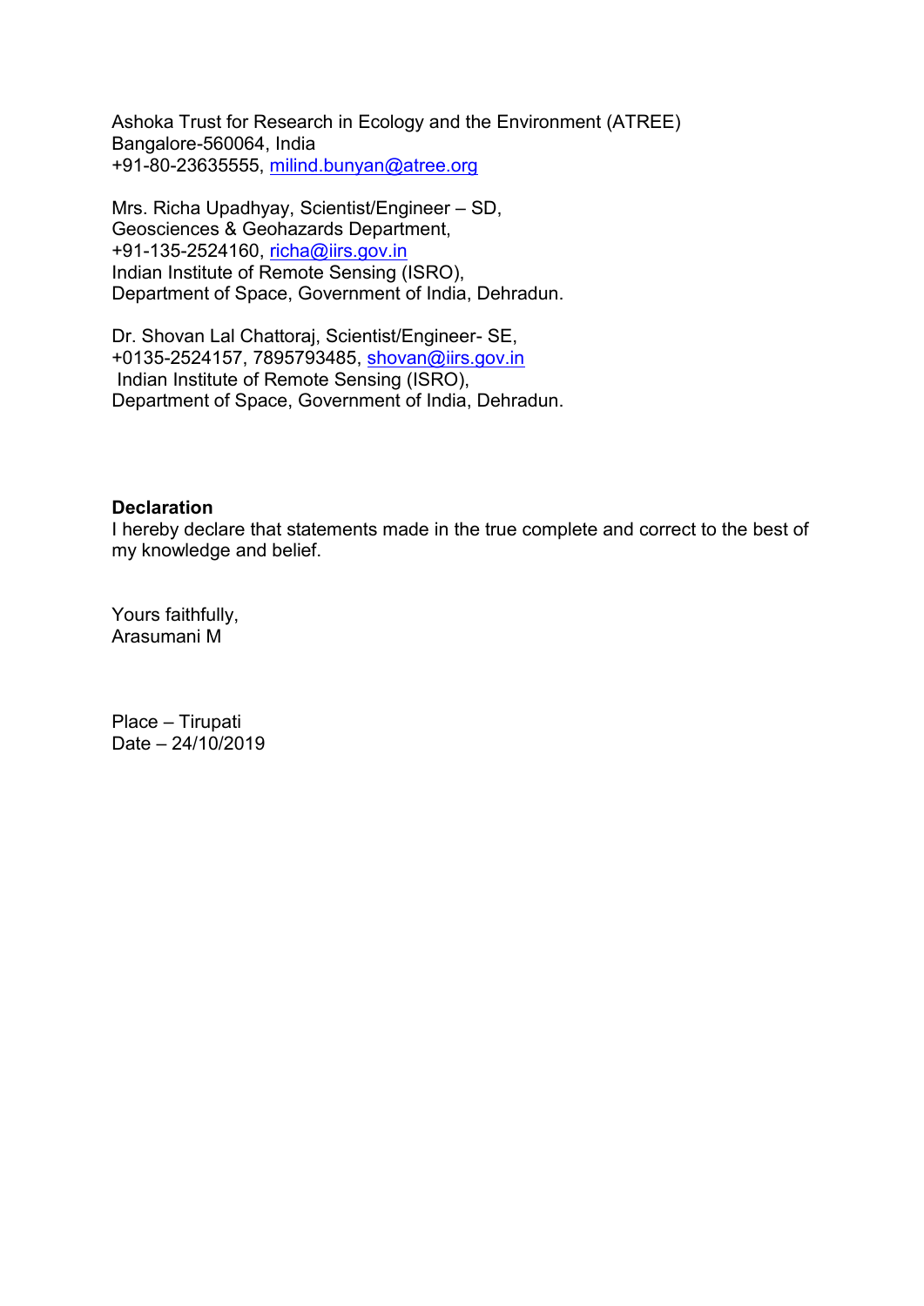Ashoka Trust for Research in Ecology and the Environment (ATREE)
Bangalore-560064, India
+91-80-23635555, milind.bunyan@atree.org

Mrs. Richa Upadhyay, Scientist/Engineer – SD,
Geosciences & Geohazards Department,
+91-135-2524160, richa@iirs.gov.in
Indian Institute of Remote Sensing (ISRO),
Department of Space, Government of India, Dehradun.

Dr. Shovan Lal Chattoraj, Scientist/Engineer- SE,
+0135-2524157, 7895793485, shovan@iirs.gov.in
Indian Institute of Remote Sensing (ISRO),
Department of Space, Government of India, Dehradun.

**Declaration**
I hereby declare that statements made in the true complete and correct to the best of my knowledge and belief.

Yours faithfully,
Arasumani M

Place – Tirupati
Date – 24/10/2019